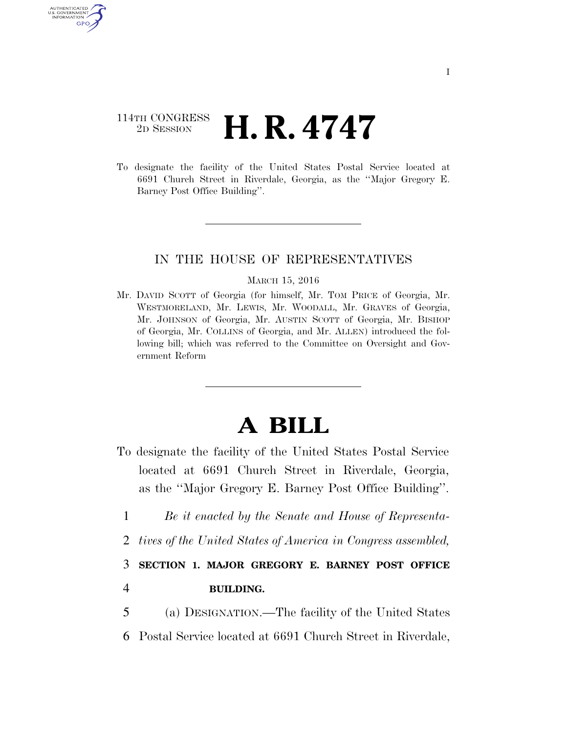114TH CONGRESS
2D SESSION

# H. R. 4747

To designate the facility of the United States Postal Service located at 6691 Church Street in Riverdale, Georgia, as the ''Major Gregory E. Barney Post Office Building''.

IN THE HOUSE OF REPRESENTATIVES

MARCH 15, 2016

Mr. DAVID SCOTT of Georgia (for himself, Mr. TOM PRICE of Georgia, Mr. WESTMORELAND, Mr. LEWIS, Mr. WOODALL, Mr. GRAVES of Georgia, Mr. JOHNSON of Georgia, Mr. AUSTIN SCOTT of Georgia, Mr. BISHOP of Georgia, Mr. COLLINS of Georgia, and Mr. ALLEN) introduced the following bill; which was referred to the Committee on Oversight and Government Reform

# A BILL

To designate the facility of the United States Postal Service located at 6691 Church Street in Riverdale, Georgia, as the ''Major Gregory E. Barney Post Office Building''.

1 *Be it enacted by the Senate and House of Representa-*
2 *tives of the United States of America in Congress assembled,*

3 **SECTION 1. MAJOR GREGORY E. BARNEY POST OFFICE**
4 **BUILDING.**

5 (a) DESIGNATION.—The facility of the United States
6 Postal Service located at 6691 Church Street in Riverdale,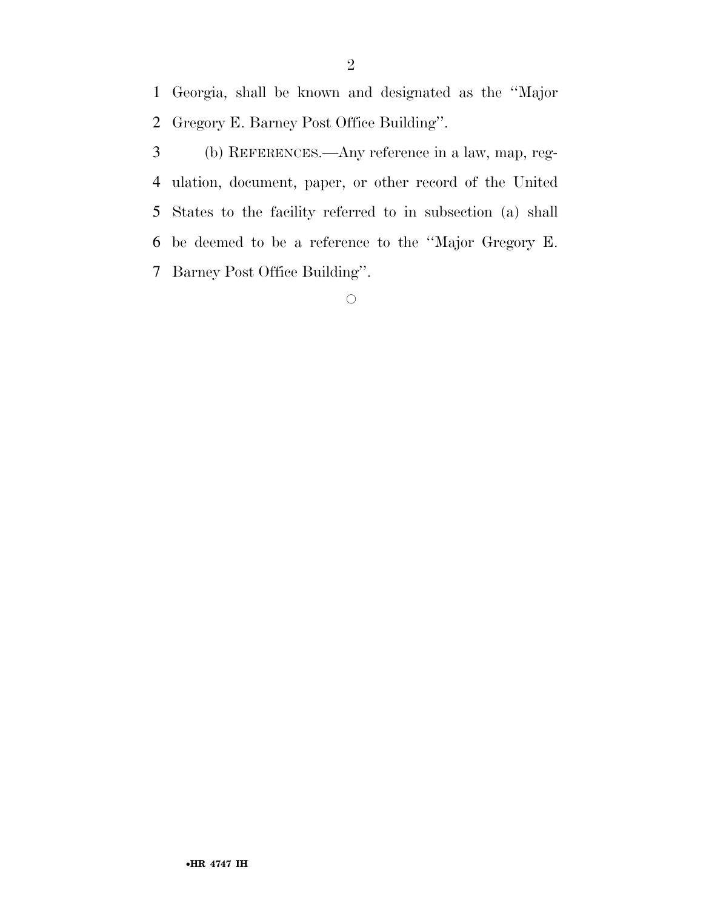Georgia, shall be known and designated as the ''Major Gregory E. Barney Post Office Building''.

(b) REFERENCES.—Any reference in a law, map, regulation, document, paper, or other record of the United States to the facility referred to in subsection (a) shall be deemed to be a reference to the ''Major Gregory E. Barney Post Office Building''.

○